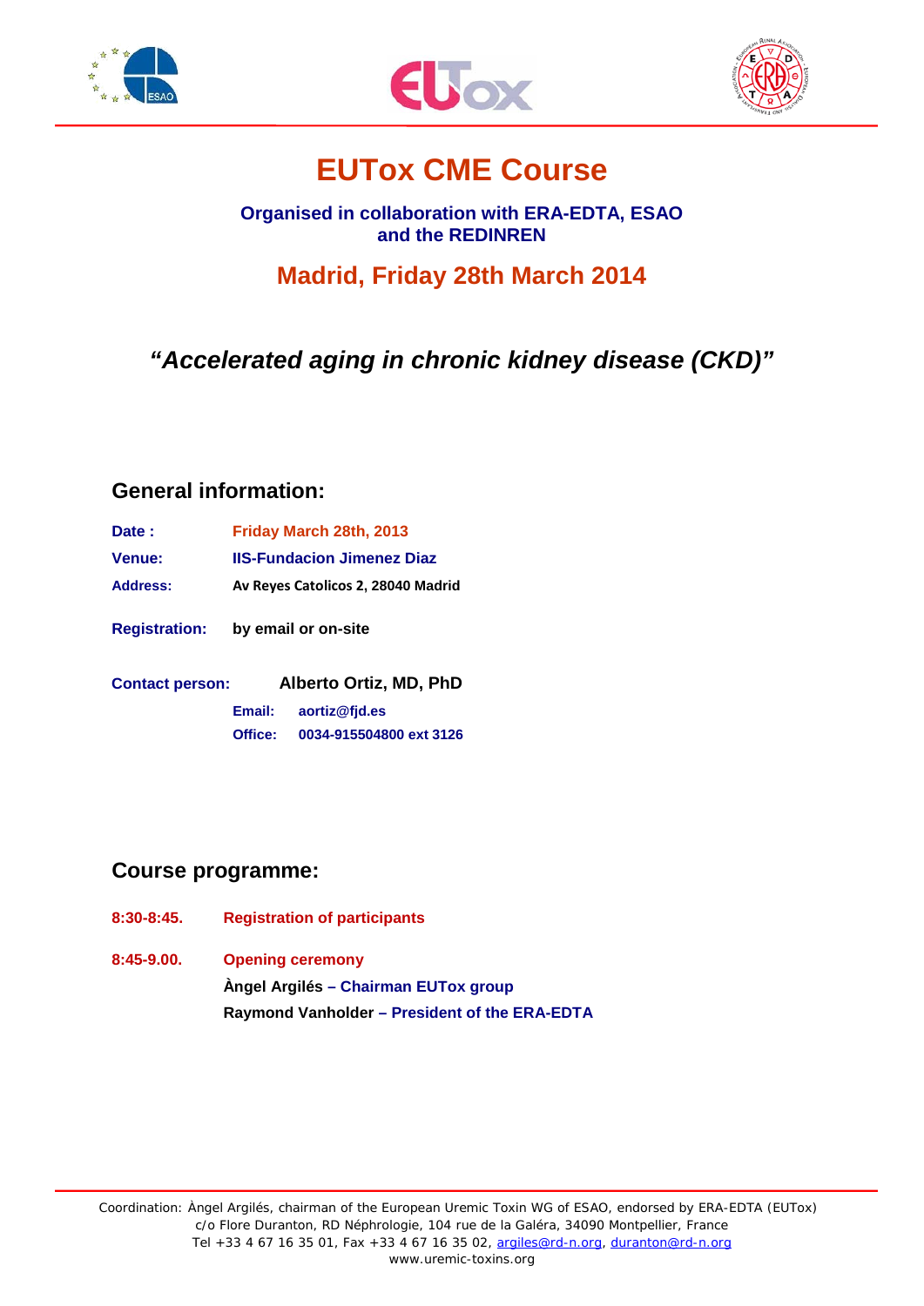# EUTox CME Course

**Organised in collaboration with ERA-EDTA, ESAO and the REDINREN**

## Madrid, Friday 28th March 2014

## *"Accelerated aging in chronic kidney disease (CKD)"*

### General information:

**Date :** Friday March 28th, 2013

**Venue:** IIS-Fundacion Jimenez Diaz

**Address:** Av Reyes Catolicos 2, 28040 Madrid

**Registration:** by email or on-site

**Contact person:** Alberto Ortiz, MD, PhD

**Email:** aortiz@fjd.es

**Office:** 0034-915504800 ext 3126

### Course programme:

**8:30-8:45.** Registration of participants

**8:45-9.00.** Opening ceremony

**Àngel Argilés** – Chairman EUTox group

**Raymond Vanholder** – President of the ERA-EDTA

Coordination: Àngel Argilés, chairman of the European Uremic Toxin WG of ESAO, endorsed by ERA-EDTA (EUTox)
c/o Flore Duranton, RD Néphrologie, 104 rue de la Galéra, 34090 Montpellier, France
Tel +33 4 67 16 35 01, Fax +33 4 67 16 35 02, argiles@rd-n.org, duranton@rd-n.org
www.uremic-toxins.org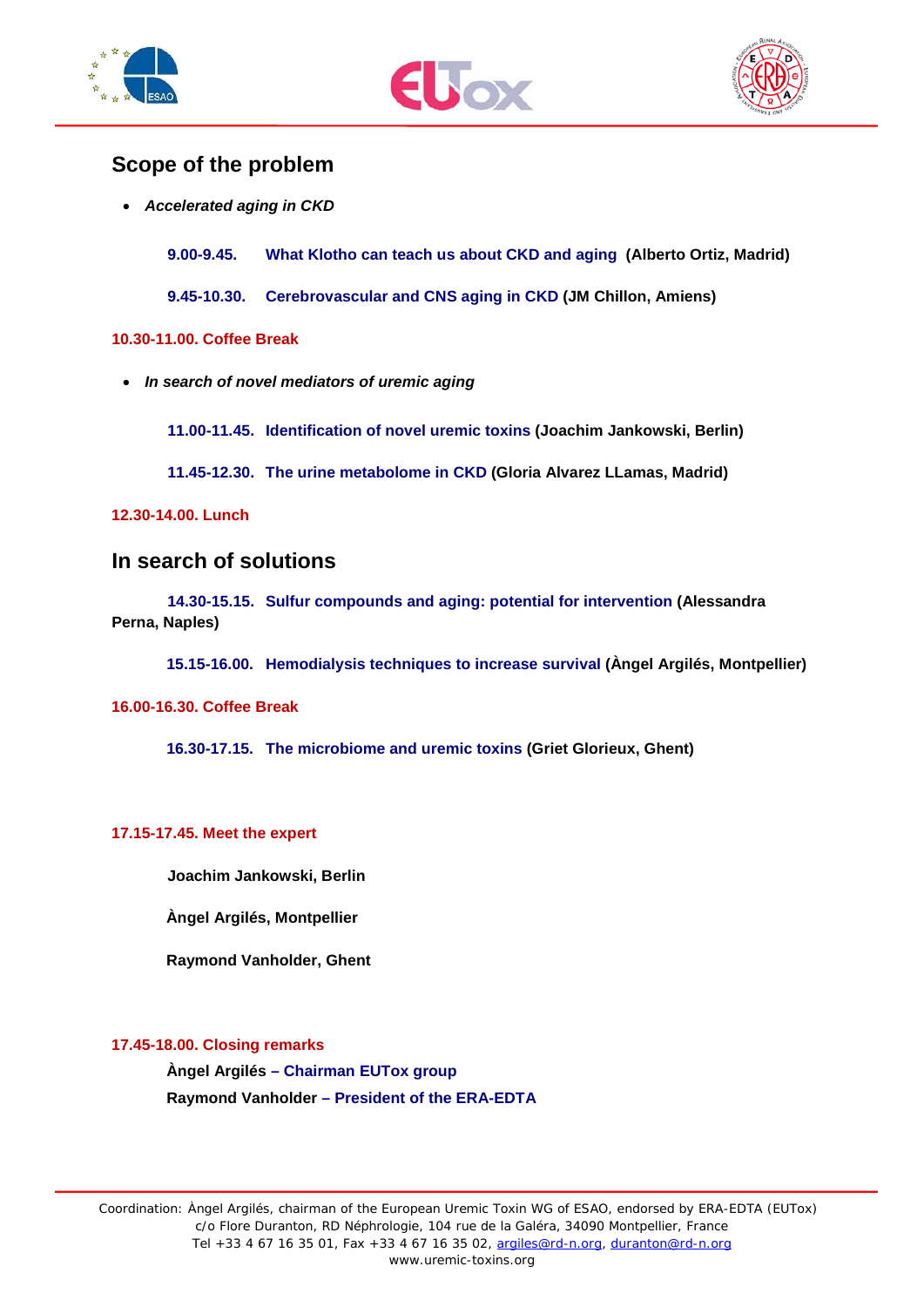## Scope of the problem

- *Accelerated aging in CKD*

**9.00-9.45. What Klotho can teach us about CKD and aging (Alberto Ortiz, Madrid)**

**9.45-10.30. Cerebrovascular and CNS aging in CKD (JM Chillon, Amiens)**

**10.30-11.00. Coffee Break**

- *In search of novel mediators of uremic aging*

**11.00-11.45. Identification of novel uremic toxins (Joachim Jankowski, Berlin)**

**11.45-12.30. The urine metabolome in CKD (Gloria Alvarez LLamas, Madrid)**

**12.30-14.00. Lunch**

## In search of solutions

**14.30-15.15. Sulfur compounds and aging: potential for intervention (Alessandra Perna, Naples)**

**15.15-16.00. Hemodialysis techniques to increase survival (Àngel Argilés, Montpellier)**

**16.00-16.30. Coffee Break**

**16.30-17.15. The microbiome and uremic toxins (Griet Glorieux, Ghent)**

**17.15-17.45. Meet the expert**

**Joachim Jankowski, Berlin**

**Àngel Argilés, Montpellier**

**Raymond Vanholder, Ghent**

**17.45-18.00. Closing remarks**

**Àngel Argilés – Chairman EUTox group**
**Raymond Vanholder – President of the ERA-EDTA**

Coordination: Àngel Argilés, chairman of the European Uremic Toxin WG of ESAO, endorsed by ERA-EDTA (EUTox)
c/o Flore Duranton, RD Néphrologie, 104 rue de la Galéra, 34090 Montpellier, France
Tel +33 4 67 16 35 01, Fax +33 4 67 16 35 02, argiles@rd-n.org, duranton@rd-n.org
www.uremic-toxins.org